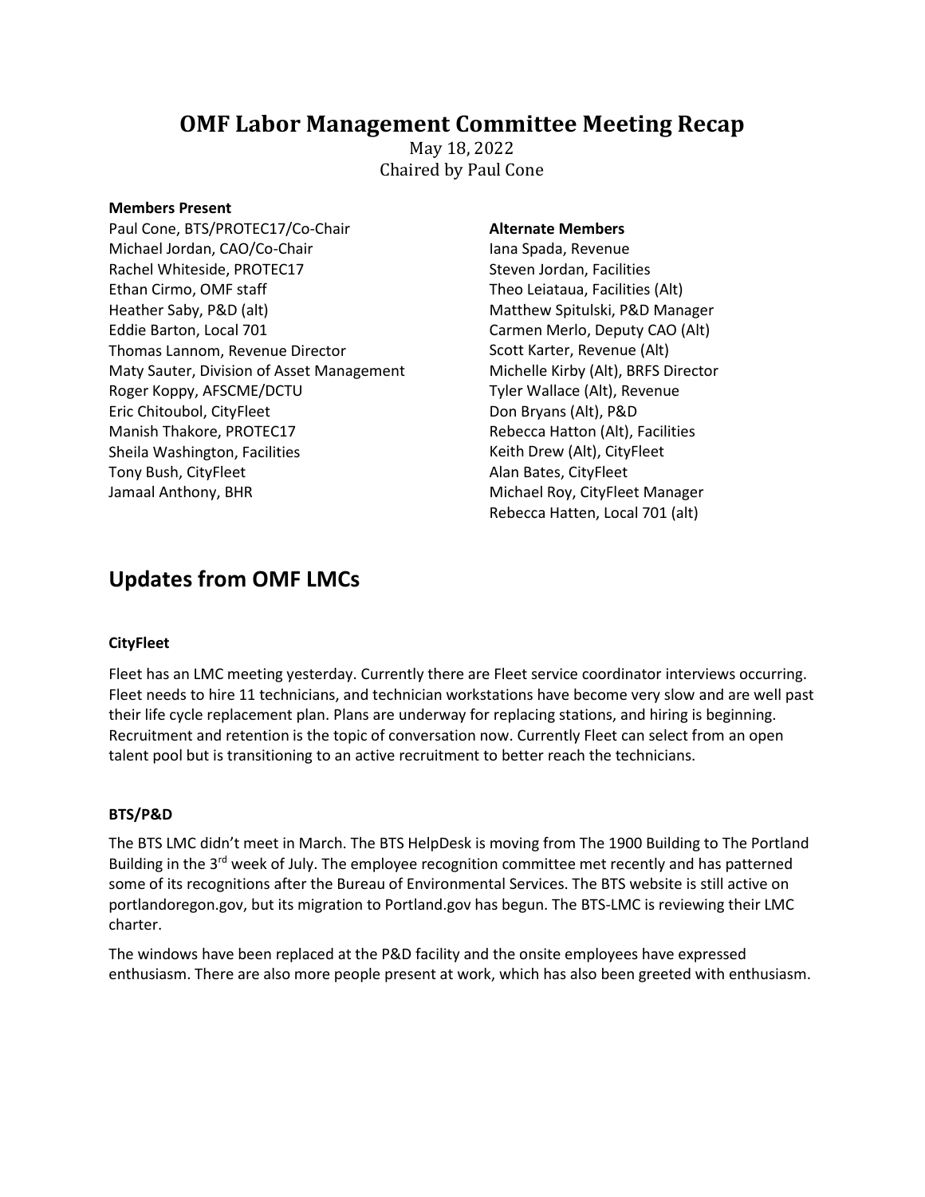# OMF Labor Management Committee Meeting Recap

May 18, 2022

Chaired by Paul Cone

**Members Present**

Paul Cone, BTS/PROTEC17/Co-Chair
Michael Jordan, CAO/Co-Chair
Rachel Whiteside, PROTEC17
Ethan Cirmo, OMF staff
Heather Saby, P&D (alt)
Eddie Barton, Local 701
Thomas Lannom, Revenue Director
Maty Sauter, Division of Asset Management
Roger Koppy, AFSCME/DCTU
Eric Chitoubol, CityFleet
Manish Thakore, PROTEC17
Sheila Washington, Facilities
Tony Bush, CityFleet
Jamaal Anthony, BHR

**Alternate Members**

Iana Spada, Revenue
Steven Jordan, Facilities
Theo Leiataua, Facilities (Alt)
Matthew Spitulski, P&D Manager
Carmen Merlo, Deputy CAO (Alt)
Scott Karter, Revenue (Alt)
Michelle Kirby (Alt), BRFS Director
Tyler Wallace (Alt), Revenue
Don Bryans (Alt), P&D
Rebecca Hatton (Alt), Facilities
Keith Drew (Alt), CityFleet
Alan Bates, CityFleet
Michael Roy, CityFleet Manager
Rebecca Hatten, Local 701 (alt)

## Updates from OMF LMCs

### CityFleet

Fleet has an LMC meeting yesterday. Currently there are Fleet service coordinator interviews occurring. Fleet needs to hire 11 technicians, and technician workstations have become very slow and are well past their life cycle replacement plan. Plans are underway for replacing stations, and hiring is beginning. Recruitment and retention is the topic of conversation now. Currently Fleet can select from an open talent pool but is transitioning to an active recruitment to better reach the technicians.

### BTS/P&D

The BTS LMC didn't meet in March. The BTS HelpDesk is moving from The 1900 Building to The Portland Building in the 3rd week of July. The employee recognition committee met recently and has patterned some of its recognitions after the Bureau of Environmental Services. The BTS website is still active on portlandoregon.gov, but its migration to Portland.gov has begun. The BTS-LMC is reviewing their LMC charter.

The windows have been replaced at the P&D facility and the onsite employees have expressed enthusiasm. There are also more people present at work, which has also been greeted with enthusiasm.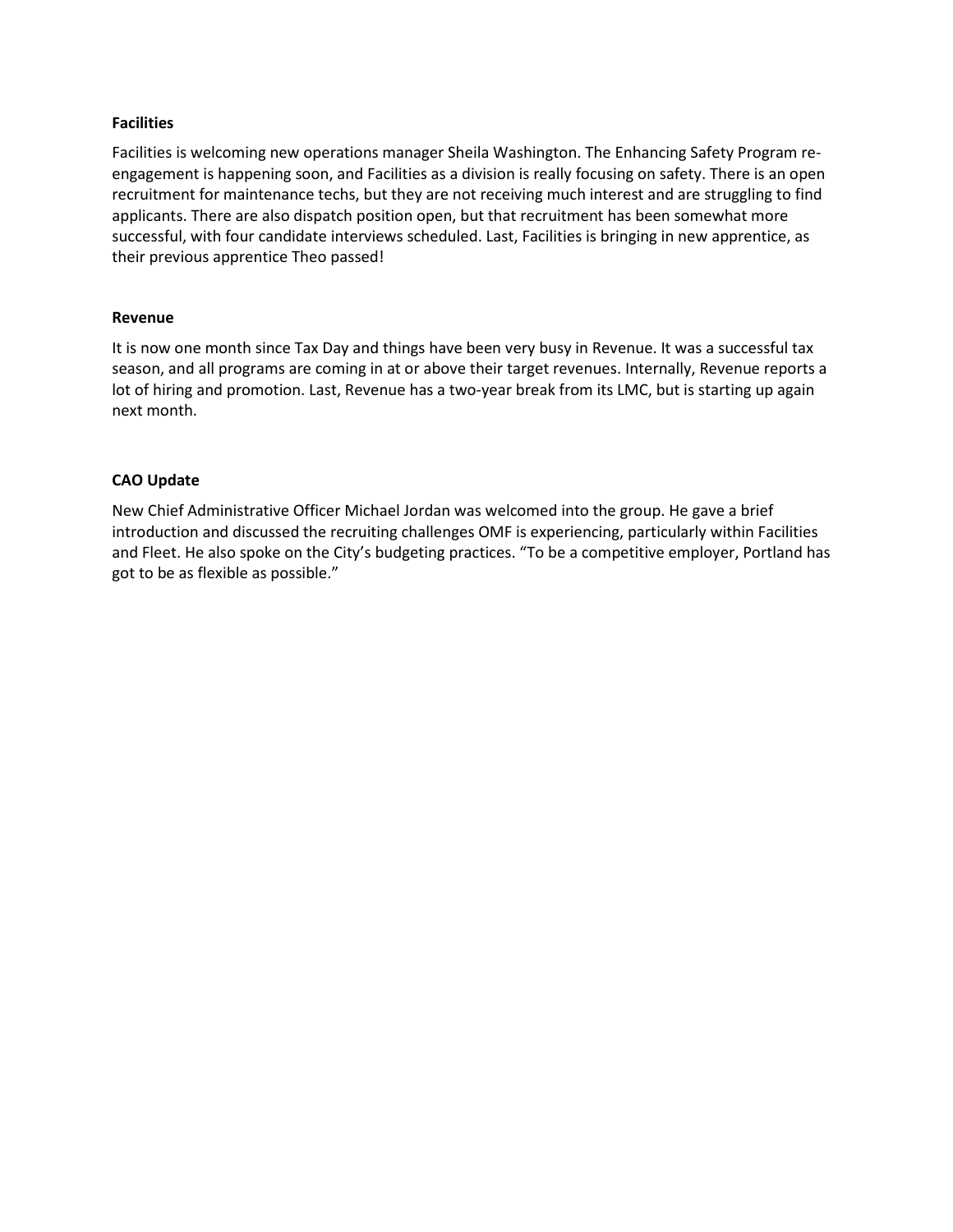**Facilities**

Facilities is welcoming new operations manager Sheila Washington. The Enhancing Safety Program re-engagement is happening soon, and Facilities as a division is really focusing on safety. There is an open recruitment for maintenance techs, but they are not receiving much interest and are struggling to find applicants. There are also dispatch position open, but that recruitment has been somewhat more successful, with four candidate interviews scheduled. Last, Facilities is bringing in new apprentice, as their previous apprentice Theo passed!

**Revenue**

It is now one month since Tax Day and things have been very busy in Revenue. It was a successful tax season, and all programs are coming in at or above their target revenues. Internally, Revenue reports a lot of hiring and promotion. Last, Revenue has a two-year break from its LMC, but is starting up again next month.

**CAO Update**

New Chief Administrative Officer Michael Jordan was welcomed into the group. He gave a brief introduction and discussed the recruiting challenges OMF is experiencing, particularly within Facilities and Fleet. He also spoke on the City's budgeting practices. "To be a competitive employer, Portland has got to be as flexible as possible."